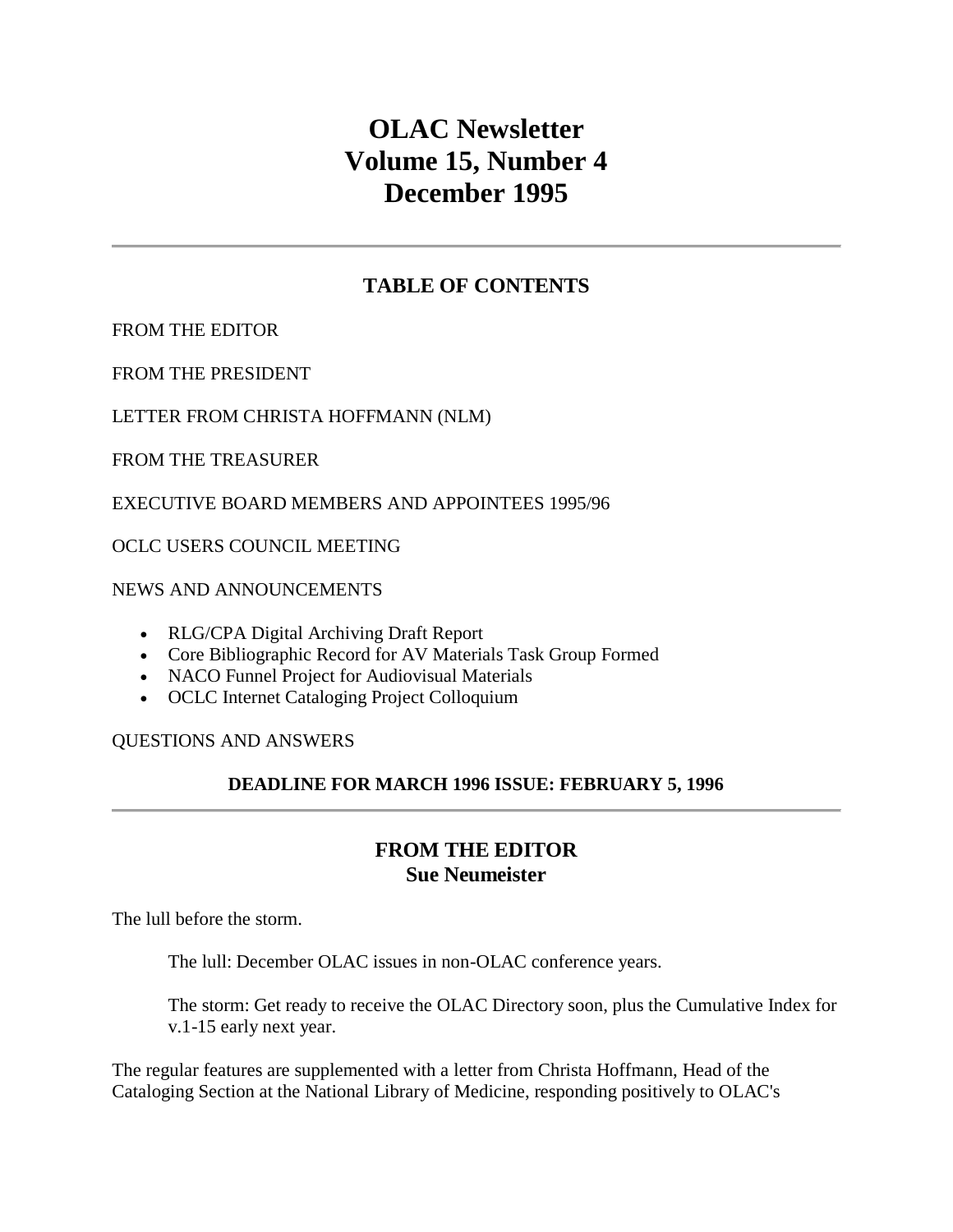# OLAC Newsletter
# Volume 15, Number 4
# December 1995

---

## TABLE OF CONTENTS

FROM THE EDITOR

FROM THE PRESIDENT

LETTER FROM CHRISTA HOFFMANN (NLM)

FROM THE TREASURER

EXECUTIVE BOARD MEMBERS AND APPOINTEES 1995/96

OCLC USERS COUNCIL MEETING

NEWS AND ANNOUNCEMENTS

- RLG/CPA Digital Archiving Draft Report
- Core Bibliographic Record for AV Materials Task Group Formed
- NACO Funnel Project for Audiovisual Materials
- OCLC Internet Cataloging Project Colloquium

QUESTIONS AND ANSWERS

**DEADLINE FOR MARCH 1996 ISSUE: FEBRUARY 5, 1996**

---

## FROM THE EDITOR
## Sue Neumeister

The lull before the storm.

> The lull: December OLAC issues in non-OLAC conference years.
>
> The storm: Get ready to receive the OLAC Directory soon, plus the Cumulative Index for v.1-15 early next year.

The regular features are supplemented with a letter from Christa Hoffmann, Head of the Cataloging Section at the National Library of Medicine, responding positively to OLAC's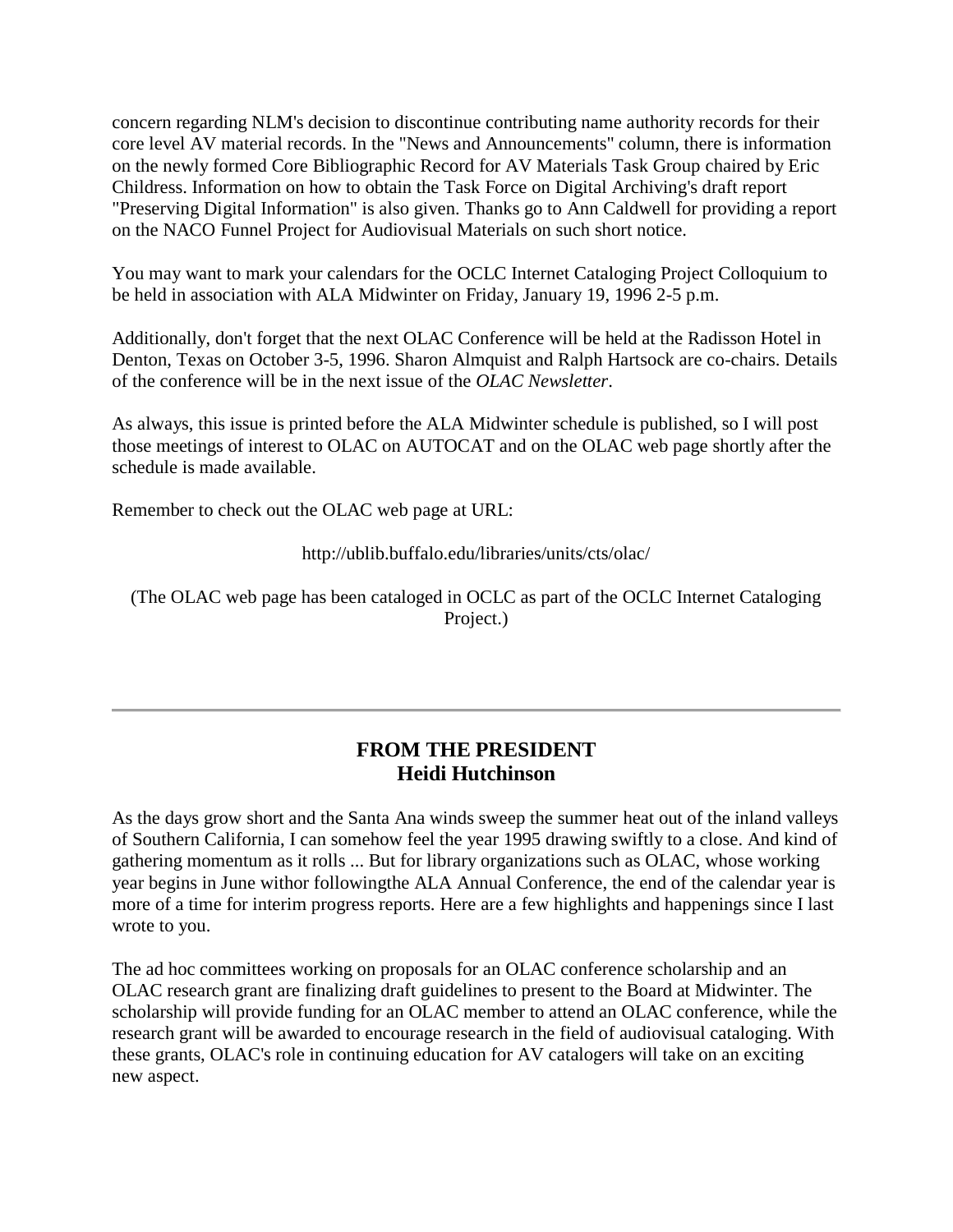concern regarding NLM's decision to discontinue contributing name authority records for their core level AV material records. In the "News and Announcements" column, there is information on the newly formed Core Bibliographic Record for AV Materials Task Group chaired by Eric Childress. Information on how to obtain the Task Force on Digital Archiving's draft report "Preserving Digital Information" is also given. Thanks go to Ann Caldwell for providing a report on the NACO Funnel Project for Audiovisual Materials on such short notice.

You may want to mark your calendars for the OCLC Internet Cataloging Project Colloquium to be held in association with ALA Midwinter on Friday, January 19, 1996 2-5 p.m.

Additionally, don't forget that the next OLAC Conference will be held at the Radisson Hotel in Denton, Texas on October 3-5, 1996. Sharon Almquist and Ralph Hartsock are co-chairs. Details of the conference will be in the next issue of the *OLAC Newsletter*.

As always, this issue is printed before the ALA Midwinter schedule is published, so I will post those meetings of interest to OLAC on AUTOCAT and on the OLAC web page shortly after the schedule is made available.

Remember to check out the OLAC web page at URL:

http://ublib.buffalo.edu/libraries/units/cts/olac/

(The OLAC web page has been cataloged in OCLC as part of the OCLC Internet Cataloging Project.)

---

## FROM THE PRESIDENT
## Heidi Hutchinson

As the days grow short and the Santa Ana winds sweep the summer heat out of the inland valleys of Southern California, I can somehow feel the year 1995 drawing swiftly to a close. And kind of gathering momentum as it rolls ... But for library organizations such as OLAC, whose working year begins in June withor followingthe ALA Annual Conference, the end of the calendar year is more of a time for interim progress reports. Here are a few highlights and happenings since I last wrote to you.

The ad hoc committees working on proposals for an OLAC conference scholarship and an OLAC research grant are finalizing draft guidelines to present to the Board at Midwinter. The scholarship will provide funding for an OLAC member to attend an OLAC conference, while the research grant will be awarded to encourage research in the field of audiovisual cataloging. With these grants, OLAC's role in continuing education for AV catalogers will take on an exciting new aspect.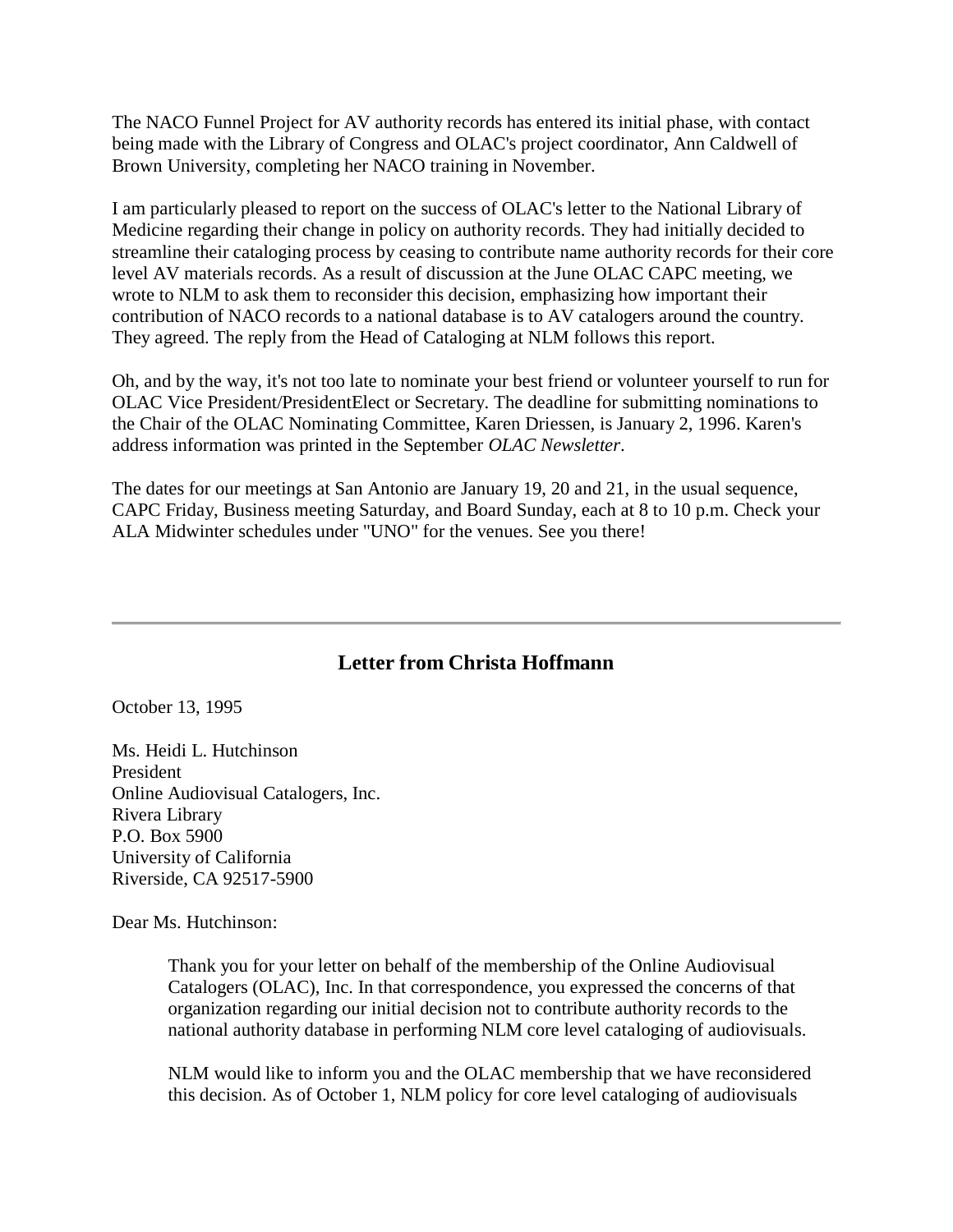The NACO Funnel Project for AV authority records has entered its initial phase, with contact being made with the Library of Congress and OLAC's project coordinator, Ann Caldwell of Brown University, completing her NACO training in November.

I am particularly pleased to report on the success of OLAC's letter to the National Library of Medicine regarding their change in policy on authority records. They had initially decided to streamline their cataloging process by ceasing to contribute name authority records for their core level AV materials records. As a result of discussion at the June OLAC CAPC meeting, we wrote to NLM to ask them to reconsider this decision, emphasizing how important their contribution of NACO records to a national database is to AV catalogers around the country. They agreed. The reply from the Head of Cataloging at NLM follows this report.

Oh, and by the way, it's not too late to nominate your best friend or volunteer yourself to run for OLAC Vice President/PresidentElect or Secretary. The deadline for submitting nominations to the Chair of the OLAC Nominating Committee, Karen Driessen, is January 2, 1996. Karen's address information was printed in the September *OLAC Newsletter*.

The dates for our meetings at San Antonio are January 19, 20 and 21, in the usual sequence, CAPC Friday, Business meeting Saturday, and Board Sunday, each at 8 to 10 p.m. Check your ALA Midwinter schedules under "UNO" for the venues. See you there!

---

## Letter from Christa Hoffmann

October 13, 1995

Ms. Heidi L. Hutchinson
President
Online Audiovisual Catalogers, Inc.
Rivera Library
P.O. Box 5900
University of California
Riverside, CA 92517-5900

Dear Ms. Hutchinson:

> Thank you for your letter on behalf of the membership of the Online Audiovisual Catalogers (OLAC), Inc. In that correspondence, you expressed the concerns of that organization regarding our initial decision not to contribute authority records to the national authority database in performing NLM core level cataloging of audiovisuals.
>
> NLM would like to inform you and the OLAC membership that we have reconsidered this decision. As of October 1, NLM policy for core level cataloging of audiovisuals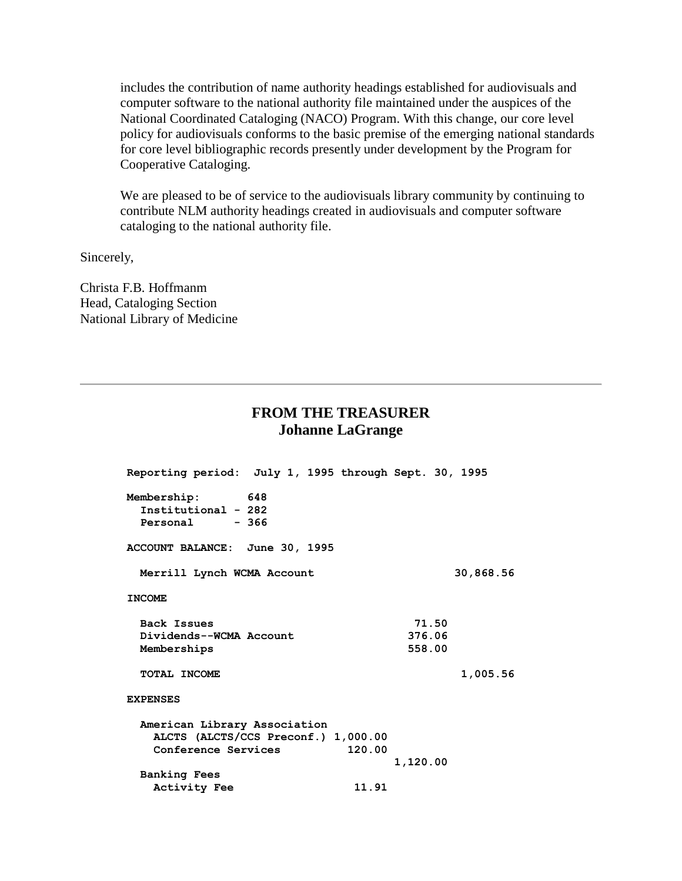includes the contribution of name authority headings established for audiovisuals and computer software to the national authority file maintained under the auspices of the National Coordinated Cataloging (NACO) Program. With this change, our core level policy for audiovisuals conforms to the basic premise of the emerging national standards for core level bibliographic records presently under development by the Program for Cooperative Cataloging.

We are pleased to be of service to the audiovisuals library community by continuing to contribute NLM authority headings created in audiovisuals and computer software cataloging to the national authority file.

Sincerely,

Christa F.B. Hoffmanm
Head, Cataloging Section
National Library of Medicine

---

## FROM THE TREASURER
## Johanne LaGrange

```
Reporting period:  July 1, 1995 through Sept. 30, 1995

Membership:       648
  Institutional - 282
  Personal      - 366

ACCOUNT BALANCE:  June 30, 1995

  Merrill Lynch WCMA Account                        30,868.56

INCOME

  Back Issues                            71.50
  Dividends--WCMA Account               376.06
  Memberships                           558.00

  TOTAL INCOME                                       1,005.56

EXPENSES

  American Library Association
    ALCTS (ALCTS/CCS Preconf.) 1,000.00
    Conference Services          120.00
                                      1,120.00
  Banking Fees
    Activity Fee                  11.91
```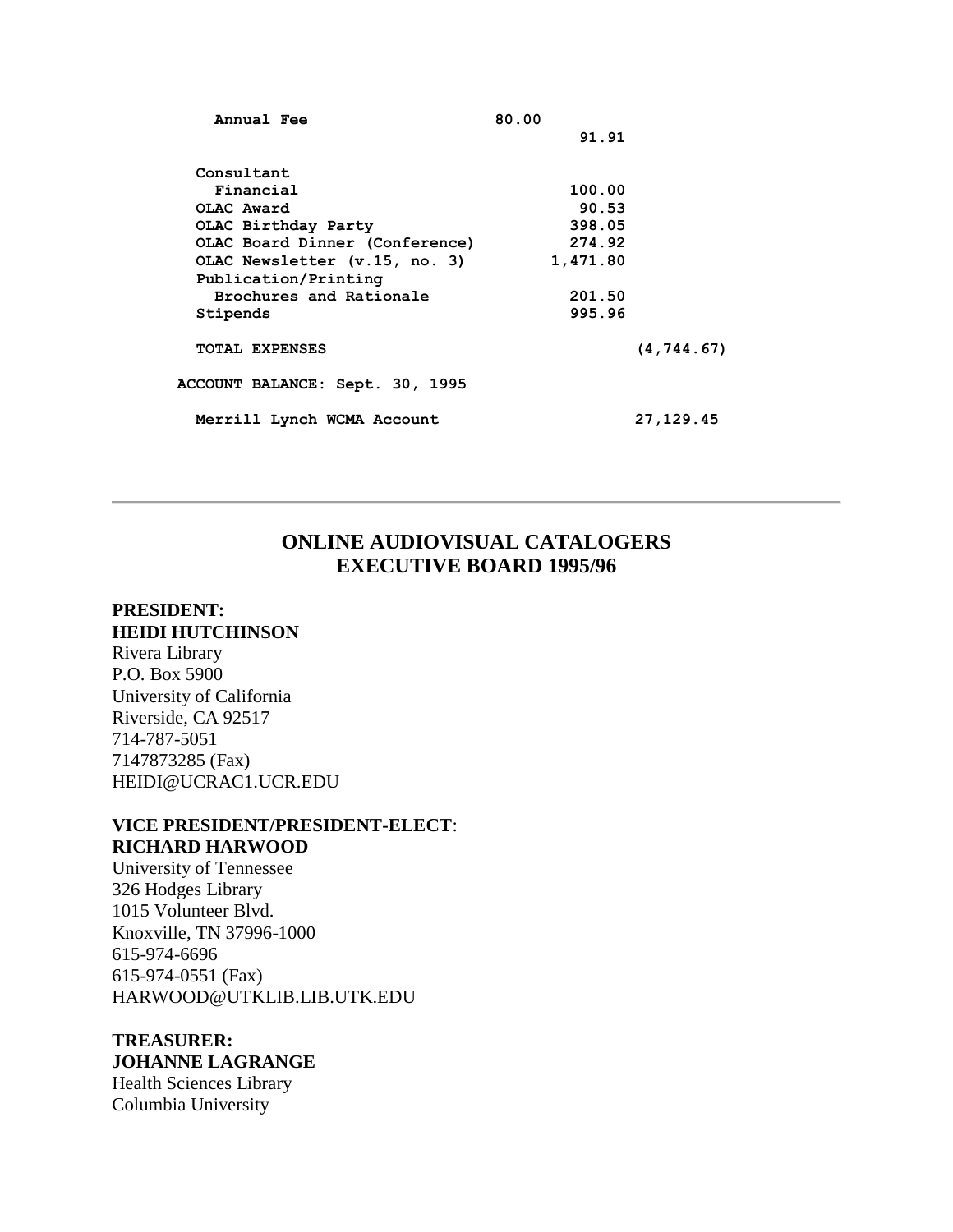| | | | |
|---|---|---|---|
| **Annual Fee** | **80.00** | | |
| | | **91.91** | |
| **Consultant** | | | |
| **Financial** | | **100.00** | |
| **OLAC Award** | | **90.53** | |
| **OLAC Birthday Party** | | **398.05** | |
| **OLAC Board Dinner (Conference)** | | **274.92** | |
| **OLAC Newsletter (v.15, no. 3)** | | **1,471.80** | |
| **Publication/Printing** | | | |
| **Brochures and Rationale** | | **201.50** | |
| **Stipends** | | **995.96** | |
| **TOTAL EXPENSES** | | | **(4,744.67)** |
| **ACCOUNT BALANCE: Sept. 30, 1995** | | | |
| **Merrill Lynch WCMA Account** | | | **27,129.45** |

---

## ONLINE AUDIOVISUAL CATALOGERS EXECUTIVE BOARD 1995/96

**PRESIDENT:**
**HEIDI HUTCHINSON**
Rivera Library
P.O. Box 5900
University of California
Riverside, CA 92517
714-787-5051
7147873285 (Fax)
HEIDI@UCRAC1.UCR.EDU

**VICE PRESIDENT/PRESIDENT-ELECT**:
**RICHARD HARWOOD**
University of Tennessee
326 Hodges Library
1015 Volunteer Blvd.
Knoxville, TN 37996-1000
615-974-6696
615-974-0551 (Fax)
HARWOOD@UTKLIB.LIB.UTK.EDU

**TREASURER:**
**JOHANNE LAGRANGE**
Health Sciences Library
Columbia University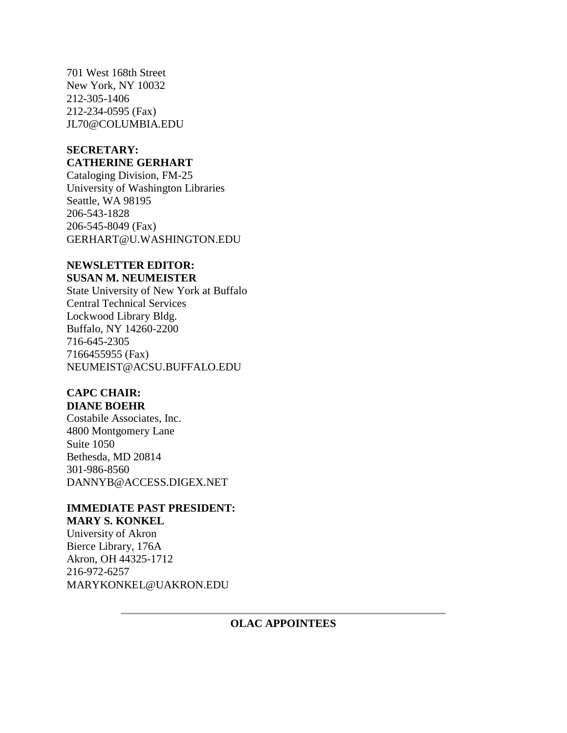701 West 168th Street  
New York, NY 10032  
212-305-1406  
212-234-0595 (Fax)  
JL70@COLUMBIA.EDU

**SECRETARY:**  
**CATHERINE GERHART**  
Cataloging Division, FM-25  
University of Washington Libraries  
Seattle, WA 98195  
206-543-1828  
206-545-8049 (Fax)  
GERHART@U.WASHINGTON.EDU

**NEWSLETTER EDITOR:**  
**SUSAN M. NEUMEISTER**  
State University of New York at Buffalo  
Central Technical Services  
Lockwood Library Bldg.  
Buffalo, NY 14260-2200  
716-645-2305  
7166455955 (Fax)  
NEUMEIST@ACSU.BUFFALO.EDU

**CAPC CHAIR:**  
**DIANE BOEHR**  
Costabile Associates, Inc.  
4800 Montgomery Lane  
Suite 1050  
Bethesda, MD 20814  
301-986-8560  
DANNYB@ACCESS.DIGEX.NET

**IMMEDIATE PAST PRESIDENT:**  
**MARY S. KONKEL**  
University of Akron  
Bierce Library, 176A  
Akron, OH 44325-1712  
216-972-6257  
MARYKONKEL@UAKRON.EDU

---

## OLAC APPOINTEES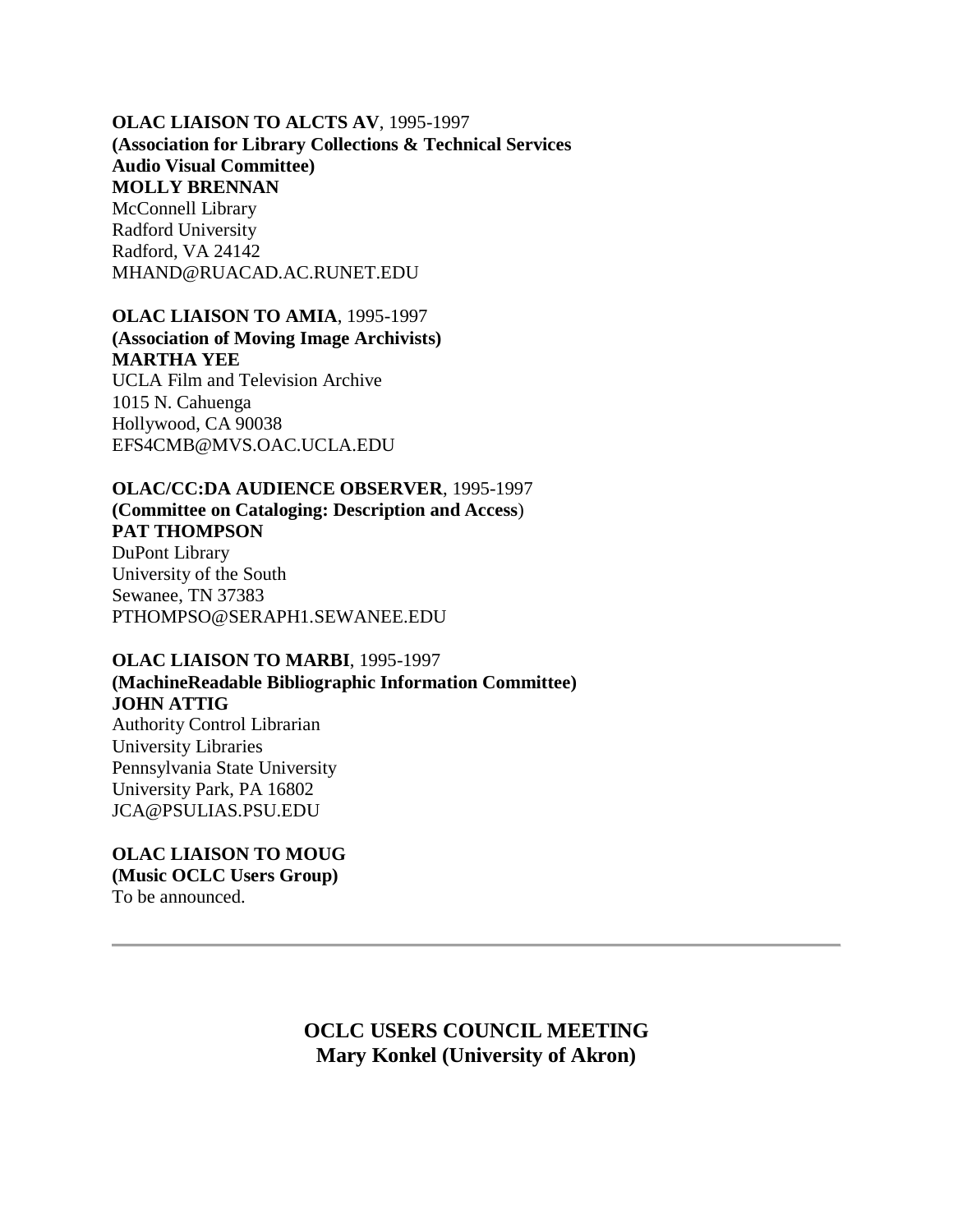**OLAC LIAISON TO ALCTS AV**, 1995-1997
**(Association for Library Collections & Technical Services Audio Visual Committee)**
**MOLLY BRENNAN**
McConnell Library
Radford University
Radford, VA 24142
MHAND@RUACAD.AC.RUNET.EDU

**OLAC LIAISON TO AMIA**, 1995-1997
**(Association of Moving Image Archivists)**
**MARTHA YEE**
UCLA Film and Television Archive
1015 N. Cahuenga
Hollywood, CA 90038
EFS4CMB@MVS.OAC.UCLA.EDU

**OLAC/CC:DA AUDIENCE OBSERVER**, 1995-1997
**(Committee on Cataloging: Description and Access**)
**PAT THOMPSON**
DuPont Library
University of the South
Sewanee, TN 37383
PTHOMPSO@SERAPH1.SEWANEE.EDU

**OLAC LIAISON TO MARBI**, 1995-1997
**(MachineReadable Bibliographic Information Committee)**
**JOHN ATTIG**
Authority Control Librarian
University Libraries
Pennsylvania State University
University Park, PA 16802
JCA@PSULIAS.PSU.EDU

**OLAC LIAISON TO MOUG**
**(Music OCLC Users Group)**
To be announced.

---

## OCLC USERS COUNCIL MEETING
**Mary Konkel (University of Akron)**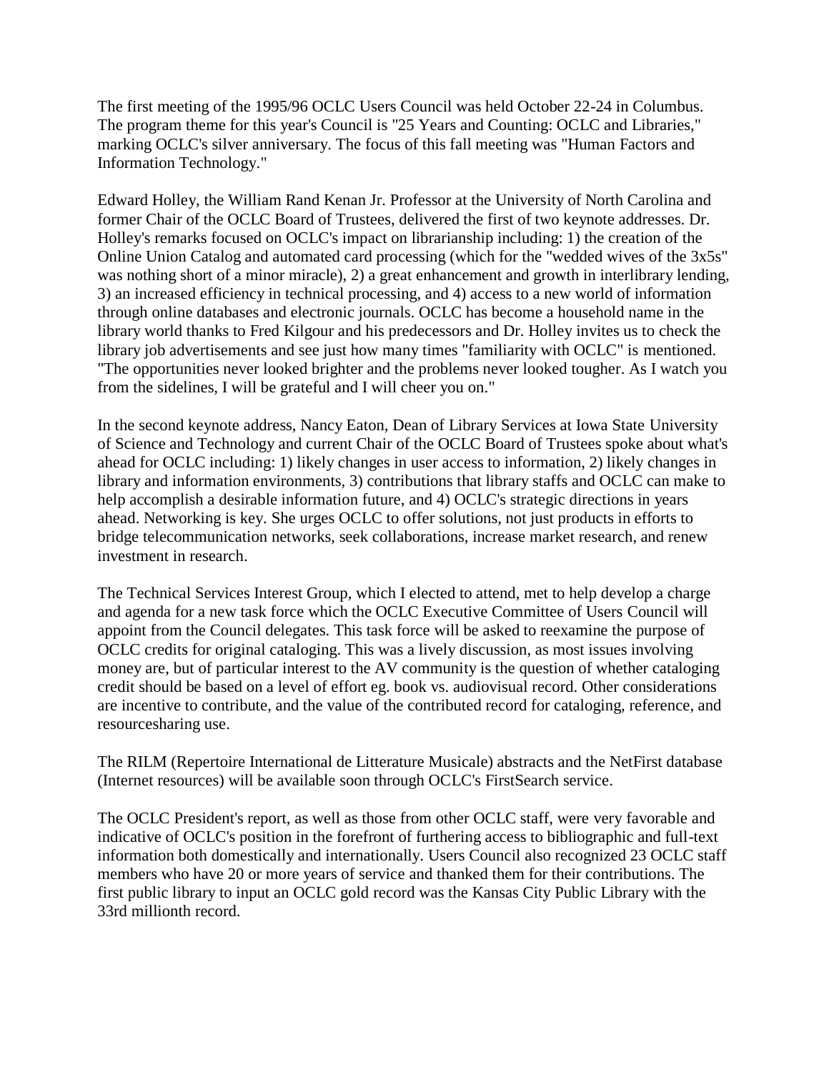The first meeting of the 1995/96 OCLC Users Council was held October 22-24 in Columbus. The program theme for this year's Council is "25 Years and Counting: OCLC and Libraries," marking OCLC's silver anniversary. The focus of this fall meeting was "Human Factors and Information Technology."

Edward Holley, the William Rand Kenan Jr. Professor at the University of North Carolina and former Chair of the OCLC Board of Trustees, delivered the first of two keynote addresses. Dr. Holley's remarks focused on OCLC's impact on librarianship including: 1) the creation of the Online Union Catalog and automated card processing (which for the "wedded wives of the 3x5s" was nothing short of a minor miracle), 2) a great enhancement and growth in interlibrary lending, 3) an increased efficiency in technical processing, and 4) access to a new world of information through online databases and electronic journals. OCLC has become a household name in the library world thanks to Fred Kilgour and his predecessors and Dr. Holley invites us to check the library job advertisements and see just how many times "familiarity with OCLC" is mentioned. "The opportunities never looked brighter and the problems never looked tougher. As I watch you from the sidelines, I will be grateful and I will cheer you on."

In the second keynote address, Nancy Eaton, Dean of Library Services at Iowa State University of Science and Technology and current Chair of the OCLC Board of Trustees spoke about what's ahead for OCLC including: 1) likely changes in user access to information, 2) likely changes in library and information environments, 3) contributions that library staffs and OCLC can make to help accomplish a desirable information future, and 4) OCLC's strategic directions in years ahead. Networking is key. She urges OCLC to offer solutions, not just products in efforts to bridge telecommunication networks, seek collaborations, increase market research, and renew investment in research.

The Technical Services Interest Group, which I elected to attend, met to help develop a charge and agenda for a new task force which the OCLC Executive Committee of Users Council will appoint from the Council delegates. This task force will be asked to reexamine the purpose of OCLC credits for original cataloging. This was a lively discussion, as most issues involving money are, but of particular interest to the AV community is the question of whether cataloging credit should be based on a level of effort eg. book vs. audiovisual record. Other considerations are incentive to contribute, and the value of the contributed record for cataloging, reference, and resourcesharing use.

The RILM (Repertoire International de Litterature Musicale) abstracts and the NetFirst database (Internet resources) will be available soon through OCLC's FirstSearch service.

The OCLC President's report, as well as those from other OCLC staff, were very favorable and indicative of OCLC's position in the forefront of furthering access to bibliographic and full-text information both domestically and internationally. Users Council also recognized 23 OCLC staff members who have 20 or more years of service and thanked them for their contributions. The first public library to input an OCLC gold record was the Kansas City Public Library with the 33rd millionth record.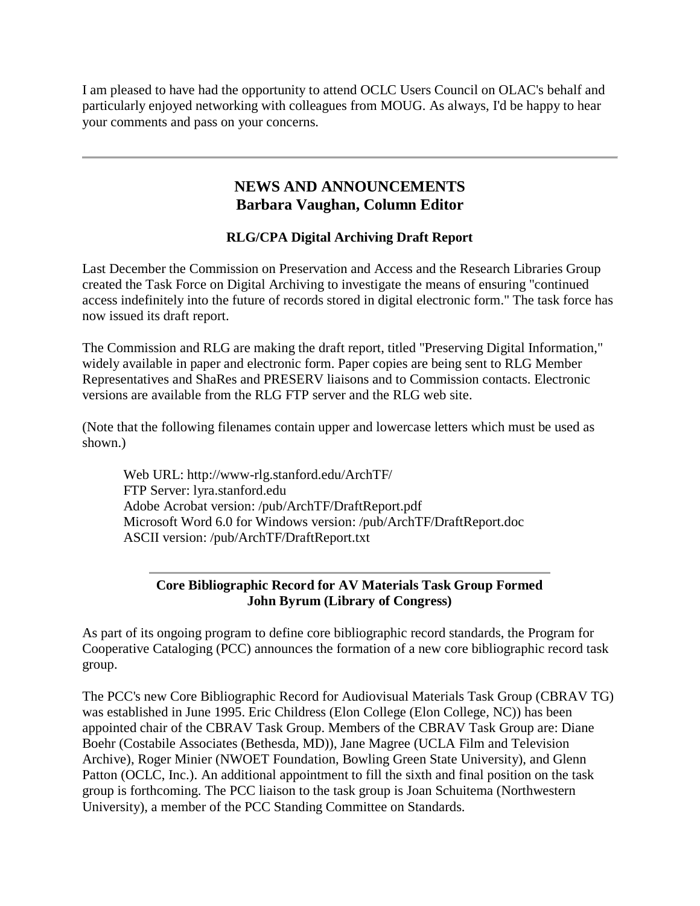I am pleased to have had the opportunity to attend OCLC Users Council on OLAC's behalf and particularly enjoyed networking with colleagues from MOUG. As always, I'd be happy to hear your comments and pass on your concerns.

---

## NEWS AND ANNOUNCEMENTS
## Barbara Vaughan, Column Editor

### RLG/CPA Digital Archiving Draft Report

Last December the Commission on Preservation and Access and the Research Libraries Group created the Task Force on Digital Archiving to investigate the means of ensuring "continued access indefinitely into the future of records stored in digital electronic form." The task force has now issued its draft report.

The Commission and RLG are making the draft report, titled "Preserving Digital Information," widely available in paper and electronic form. Paper copies are being sent to RLG Member Representatives and ShaRes and PRESERV liaisons and to Commission contacts. Electronic versions are available from the RLG FTP server and the RLG web site.

(Note that the following filenames contain upper and lowercase letters which must be used as shown.)

> Web URL: http://www-rlg.stanford.edu/ArchTF/
> FTP Server: lyra.stanford.edu
> Adobe Acrobat version: /pub/ArchTF/DraftReport.pdf
> Microsoft Word 6.0 for Windows version: /pub/ArchTF/DraftReport.doc
> ASCII version: /pub/ArchTF/DraftReport.txt

---

### Core Bibliographic Record for AV Materials Task Group Formed
### John Byrum (Library of Congress)

As part of its ongoing program to define core bibliographic record standards, the Program for Cooperative Cataloging (PCC) announces the formation of a new core bibliographic record task group.

The PCC's new Core Bibliographic Record for Audiovisual Materials Task Group (CBRAV TG) was established in June 1995. Eric Childress (Elon College (Elon College, NC)) has been appointed chair of the CBRAV Task Group. Members of the CBRAV Task Group are: Diane Boehr (Costabile Associates (Bethesda, MD)), Jane Magree (UCLA Film and Television Archive), Roger Minier (NWOET Foundation, Bowling Green State University), and Glenn Patton (OCLC, Inc.). An additional appointment to fill the sixth and final position on the task group is forthcoming. The PCC liaison to the task group is Joan Schuitema (Northwestern University), a member of the PCC Standing Committee on Standards.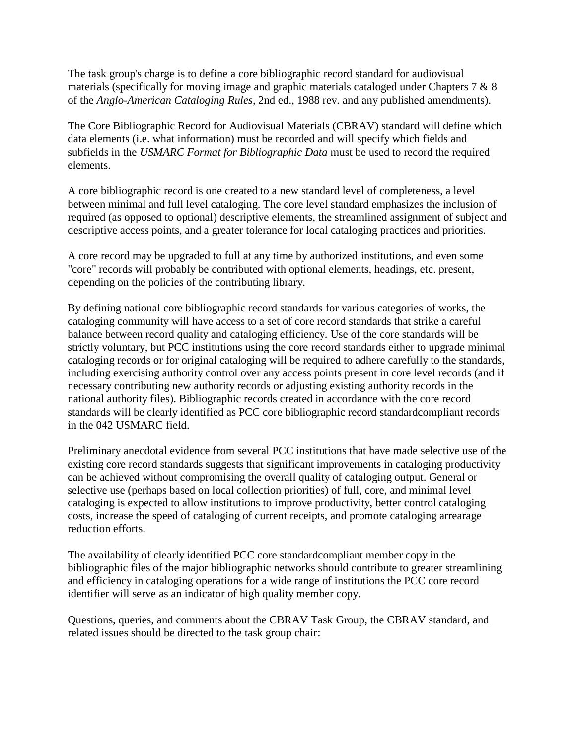The task group's charge is to define a core bibliographic record standard for audiovisual materials (specifically for moving image and graphic materials cataloged under Chapters 7 & 8 of the *Anglo-American Cataloging Rules*, 2nd ed., 1988 rev. and any published amendments).

The Core Bibliographic Record for Audiovisual Materials (CBRAV) standard will define which data elements (i.e. what information) must be recorded and will specify which fields and subfields in the *USMARC Format for Bibliographic Data* must be used to record the required elements.

A core bibliographic record is one created to a new standard level of completeness, a level between minimal and full level cataloging. The core level standard emphasizes the inclusion of required (as opposed to optional) descriptive elements, the streamlined assignment of subject and descriptive access points, and a greater tolerance for local cataloging practices and priorities.

A core record may be upgraded to full at any time by authorized institutions, and even some "core" records will probably be contributed with optional elements, headings, etc. present, depending on the policies of the contributing library.

By defining national core bibliographic record standards for various categories of works, the cataloging community will have access to a set of core record standards that strike a careful balance between record quality and cataloging efficiency. Use of the core standards will be strictly voluntary, but PCC institutions using the core record standards either to upgrade minimal cataloging records or for original cataloging will be required to adhere carefully to the standards, including exercising authority control over any access points present in core level records (and if necessary contributing new authority records or adjusting existing authority records in the national authority files). Bibliographic records created in accordance with the core record standards will be clearly identified as PCC core bibliographic record standardcompliant records in the 042 USMARC field.

Preliminary anecdotal evidence from several PCC institutions that have made selective use of the existing core record standards suggests that significant improvements in cataloging productivity can be achieved without compromising the overall quality of cataloging output. General or selective use (perhaps based on local collection priorities) of full, core, and minimal level cataloging is expected to allow institutions to improve productivity, better control cataloging costs, increase the speed of cataloging of current receipts, and promote cataloging arrearage reduction efforts.

The availability of clearly identified PCC core standardcompliant member copy in the bibliographic files of the major bibliographic networks should contribute to greater streamlining and efficiency in cataloging operations for a wide range of institutions the PCC core record identifier will serve as an indicator of high quality member copy.

Questions, queries, and comments about the CBRAV Task Group, the CBRAV standard, and related issues should be directed to the task group chair: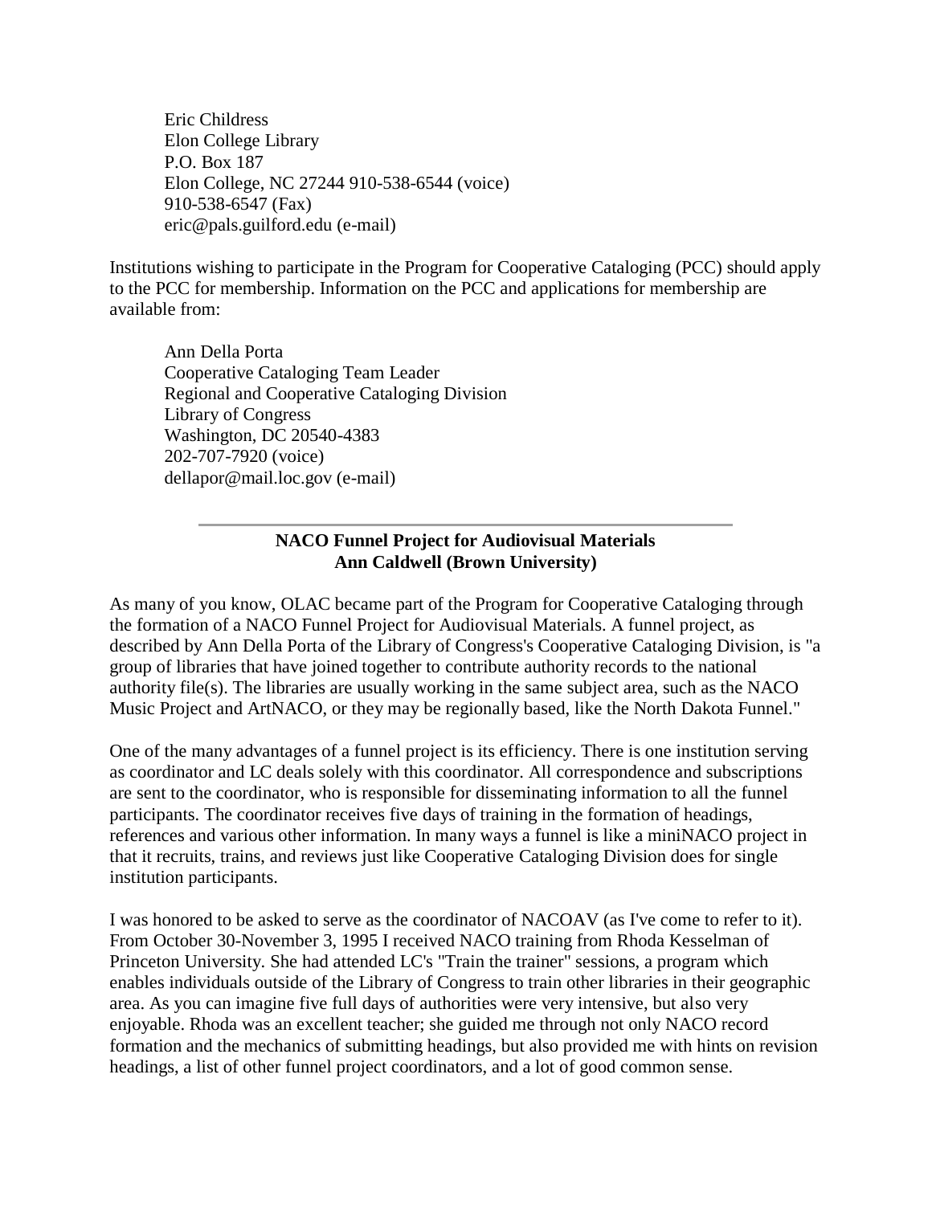Eric Childress  
Elon College Library  
P.O. Box 187  
Elon College, NC 27244 910-538-6544 (voice)  
910-538-6547 (Fax)  
eric@pals.guilford.edu (e-mail)

Institutions wishing to participate in the Program for Cooperative Cataloging (PCC) should apply to the PCC for membership. Information on the PCC and applications for membership are available from:

Ann Della Porta  
Cooperative Cataloging Team Leader  
Regional and Cooperative Cataloging Division  
Library of Congress  
Washington, DC 20540-4383  
202-707-7920 (voice)  
dellapor@mail.loc.gov (e-mail)

---

## NACO Funnel Project for Audiovisual Materials
**Ann Caldwell (Brown University)**

As many of you know, OLAC became part of the Program for Cooperative Cataloging through the formation of a NACO Funnel Project for Audiovisual Materials. A funnel project, as described by Ann Della Porta of the Library of Congress's Cooperative Cataloging Division, is "a group of libraries that have joined together to contribute authority records to the national authority file(s). The libraries are usually working in the same subject area, such as the NACO Music Project and ArtNACO, or they may be regionally based, like the North Dakota Funnel."

One of the many advantages of a funnel project is its efficiency. There is one institution serving as coordinator and LC deals solely with this coordinator. All correspondence and subscriptions are sent to the coordinator, who is responsible for disseminating information to all the funnel participants. The coordinator receives five days of training in the formation of headings, references and various other information. In many ways a funnel is like a miniNACO project in that it recruits, trains, and reviews just like Cooperative Cataloging Division does for single institution participants.

I was honored to be asked to serve as the coordinator of NACOAV (as I've come to refer to it). From October 30-November 3, 1995 I received NACO training from Rhoda Kesselman of Princeton University. She had attended LC's "Train the trainer" sessions, a program which enables individuals outside of the Library of Congress to train other libraries in their geographic area. As you can imagine five full days of authorities were very intensive, but also very enjoyable. Rhoda was an excellent teacher; she guided me through not only NACO record formation and the mechanics of submitting headings, but also provided me with hints on revision headings, a list of other funnel project coordinators, and a lot of good common sense.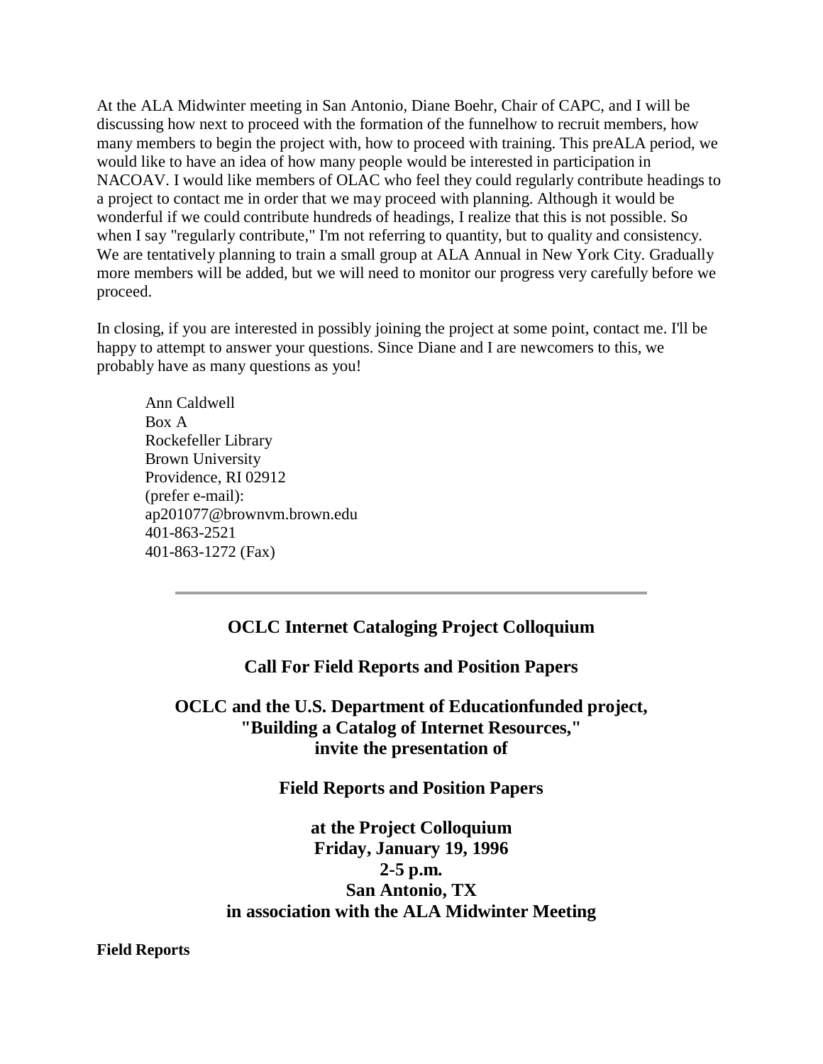At the ALA Midwinter meeting in San Antonio, Diane Boehr, Chair of CAPC, and I will be discussing how next to proceed with the formation of the funnelhow to recruit members, how many members to begin the project with, how to proceed with training. This preALA period, we would like to have an idea of how many people would be interested in participation in NACOAV. I would like members of OLAC who feel they could regularly contribute headings to a project to contact me in order that we may proceed with planning. Although it would be wonderful if we could contribute hundreds of headings, I realize that this is not possible. So when I say "regularly contribute," I'm not referring to quantity, but to quality and consistency. We are tentatively planning to train a small group at ALA Annual in New York City. Gradually more members will be added, but we will need to monitor our progress very carefully before we proceed.

In closing, if you are interested in possibly joining the project at some point, contact me. I'll be happy to attempt to answer your questions. Since Diane and I are newcomers to this, we probably have as many questions as you!

Ann Caldwell  
Box A  
Rockefeller Library  
Brown University  
Providence, RI 02912  
(prefer e-mail):  
ap201077@brownvm.brown.edu  
401-863-2521  
401-863-1272 (Fax)

---

## OCLC Internet Cataloging Project Colloquium

### Call For Field Reports and Position Papers

### OCLC and the U.S. Department of Educationfunded project, "Building a Catalog of Internet Resources," invite the presentation of

### Field Reports and Position Papers

### at the Project Colloquium Friday, January 19, 1996 2-5 p.m. San Antonio, TX in association with the ALA Midwinter Meeting

**Field Reports**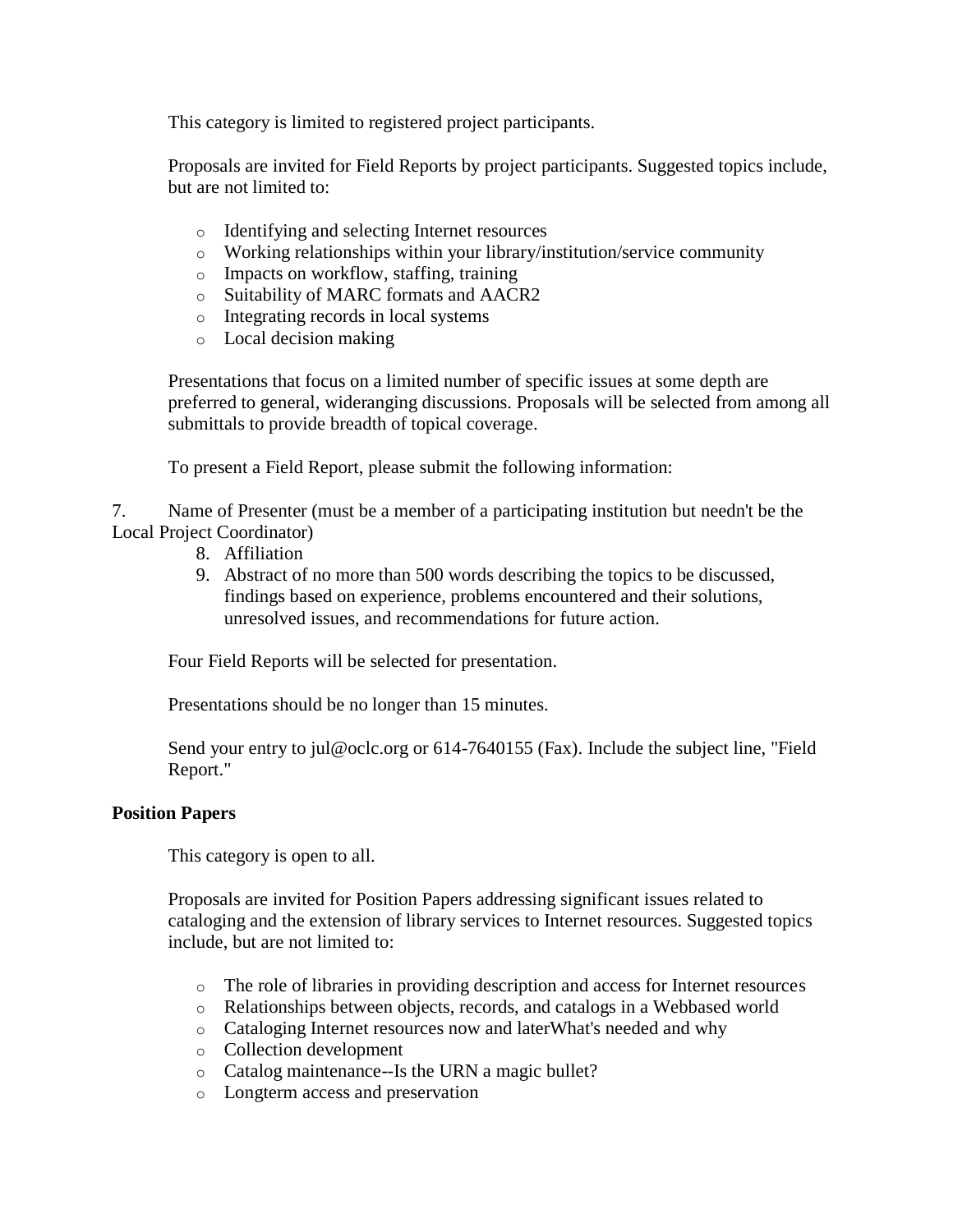This category is limited to registered project participants.

Proposals are invited for Field Reports by project participants. Suggested topics include, but are not limited to:

- Identifying and selecting Internet resources
- Working relationships within your library/institution/service community
- Impacts on workflow, staffing, training
- Suitability of MARC formats and AACR2
- Integrating records in local systems
- Local decision making

Presentations that focus on a limited number of specific issues at some depth are preferred to general, wideranging discussions. Proposals will be selected from among all submittals to provide breadth of topical coverage.

To present a Field Report, please submit the following information:

7. Name of Presenter (must be a member of a participating institution but needn't be the Local Project Coordinator)
8. Affiliation
9. Abstract of no more than 500 words describing the topics to be discussed, findings based on experience, problems encountered and their solutions, unresolved issues, and recommendations for future action.

Four Field Reports will be selected for presentation.

Presentations should be no longer than 15 minutes.

Send your entry to jul@oclc.org or 614-7640155 (Fax). Include the subject line, "Field Report."

**Position Papers**

This category is open to all.

Proposals are invited for Position Papers addressing significant issues related to cataloging and the extension of library services to Internet resources. Suggested topics include, but are not limited to:

- The role of libraries in providing description and access for Internet resources
- Relationships between objects, records, and catalogs in a Webbased world
- Cataloging Internet resources now and laterWhat's needed and why
- Collection development
- Catalog maintenance--Is the URN a magic bullet?
- Longterm access and preservation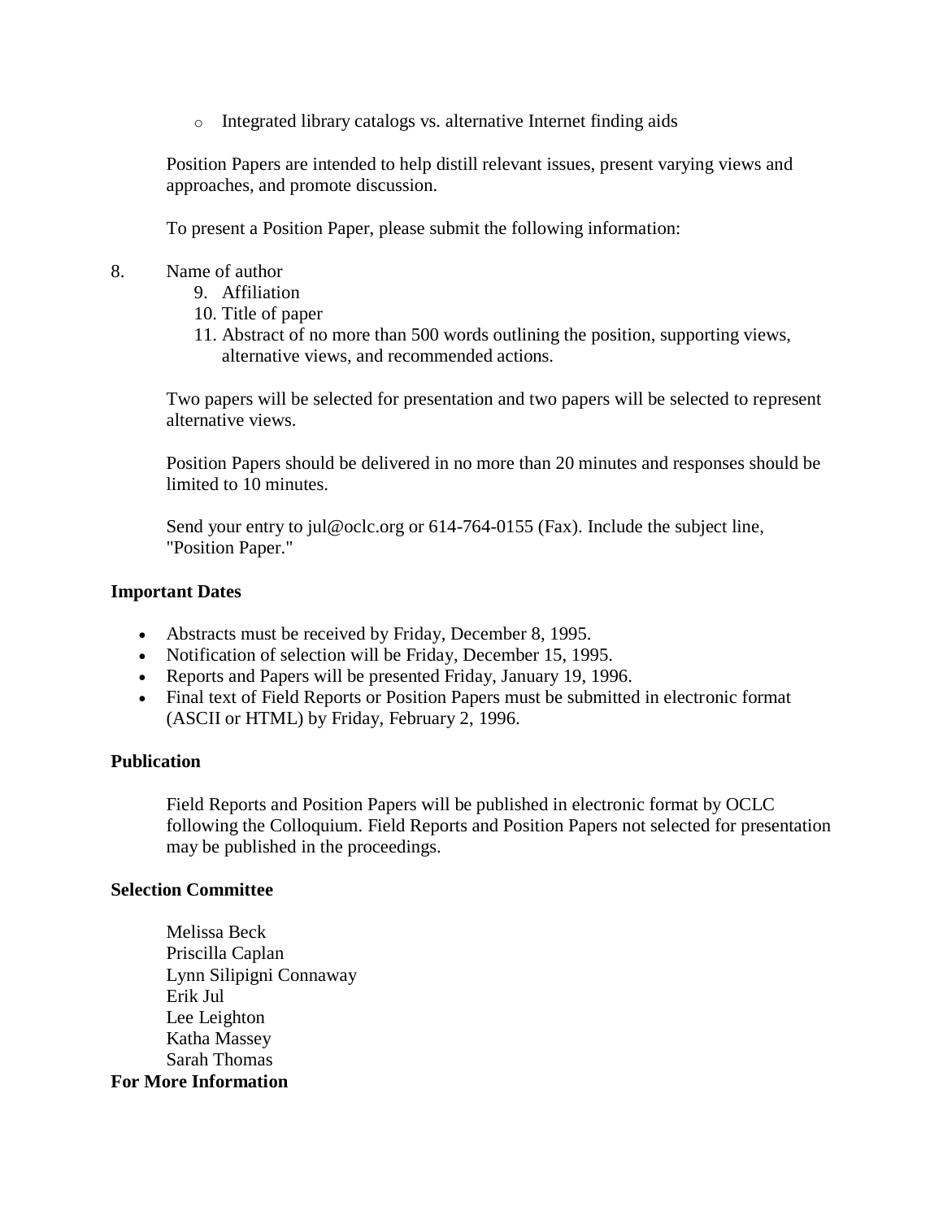- Integrated library catalogs vs. alternative Internet finding aids

Position Papers are intended to help distill relevant issues, present varying views and approaches, and promote discussion.

To present a Position Paper, please submit the following information:

8. Name of author
9. Affiliation
10. Title of paper
11. Abstract of no more than 500 words outlining the position, supporting views, alternative views, and recommended actions.

Two papers will be selected for presentation and two papers will be selected to represent alternative views.

Position Papers should be delivered in no more than 20 minutes and responses should be limited to 10 minutes.

Send your entry to jul@oclc.org or 614-764-0155 (Fax). Include the subject line, "Position Paper."

**Important Dates**

- Abstracts must be received by Friday, December 8, 1995.
- Notification of selection will be Friday, December 15, 1995.
- Reports and Papers will be presented Friday, January 19, 1996.
- Final text of Field Reports or Position Papers must be submitted in electronic format (ASCII or HTML) by Friday, February 2, 1996.

**Publication**

Field Reports and Position Papers will be published in electronic format by OCLC following the Colloquium. Field Reports and Position Papers not selected for presentation may be published in the proceedings.

**Selection Committee**

Melissa Beck
Priscilla Caplan
Lynn Silipigni Connaway
Erik Jul
Lee Leighton
Katha Massey
Sarah Thomas

**For More Information**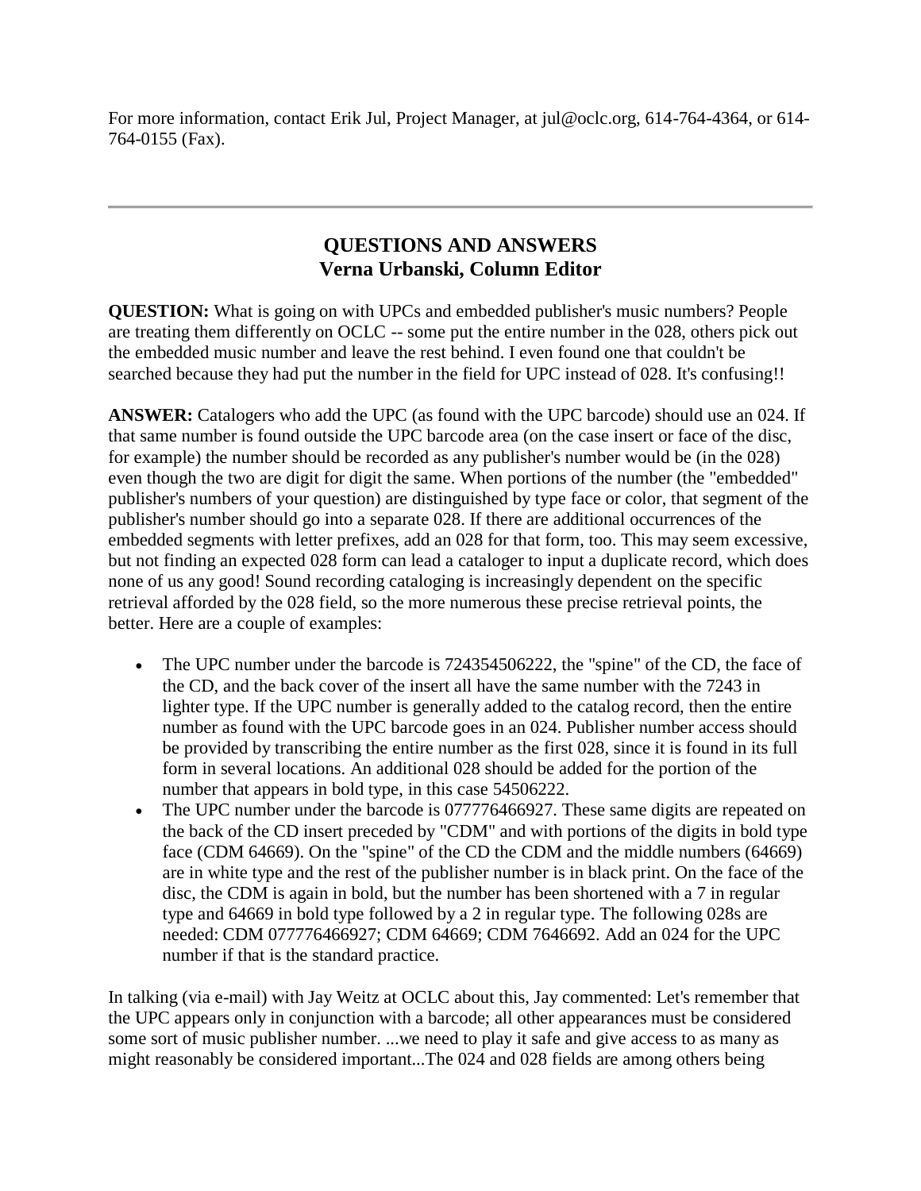For more information, contact Erik Jul, Project Manager, at jul@oclc.org, 614-764-4364, or 614-764-0155 (Fax).

---

## QUESTIONS AND ANSWERS
### Verna Urbanski, Column Editor

**QUESTION:** What is going on with UPCs and embedded publisher's music numbers? People are treating them differently on OCLC -- some put the entire number in the 028, others pick out the embedded music number and leave the rest behind. I even found one that couldn't be searched because they had put the number in the field for UPC instead of 028. It's confusing!!

**ANSWER:** Catalogers who add the UPC (as found with the UPC barcode) should use an 024. If that same number is found outside the UPC barcode area (on the case insert or face of the disc, for example) the number should be recorded as any publisher's number would be (in the 028) even though the two are digit for digit the same. When portions of the number (the "embedded" publisher's numbers of your question) are distinguished by type face or color, that segment of the publisher's number should go into a separate 028. If there are additional occurrences of the embedded segments with letter prefixes, add an 028 for that form, too. This may seem excessive, but not finding an expected 028 form can lead a cataloger to input a duplicate record, which does none of us any good! Sound recording cataloging is increasingly dependent on the specific retrieval afforded by the 028 field, so the more numerous these precise retrieval points, the better. Here are a couple of examples:

- The UPC number under the barcode is 724354506222, the "spine" of the CD, the face of the CD, and the back cover of the insert all have the same number with the 7243 in lighter type. If the UPC number is generally added to the catalog record, then the entire number as found with the UPC barcode goes in an 024. Publisher number access should be provided by transcribing the entire number as the first 028, since it is found in its full form in several locations. An additional 028 should be added for the portion of the number that appears in bold type, in this case 54506222.
- The UPC number under the barcode is 077776466927. These same digits are repeated on the back of the CD insert preceded by "CDM" and with portions of the digits in bold type face (CDM 64669). On the "spine" of the CD the CDM and the middle numbers (64669) are in white type and the rest of the publisher number is in black print. On the face of the disc, the CDM is again in bold, but the number has been shortened with a 7 in regular type and 64669 in bold type followed by a 2 in regular type. The following 028s are needed: CDM 077776466927; CDM 64669; CDM 7646692. Add an 024 for the UPC number if that is the standard practice.

In talking (via e-mail) with Jay Weitz at OCLC about this, Jay commented: Let's remember that the UPC appears only in conjunction with a barcode; all other appearances must be considered some sort of music publisher number. ...we need to play it safe and give access to as many as might reasonably be considered important...The 024 and 028 fields are among others being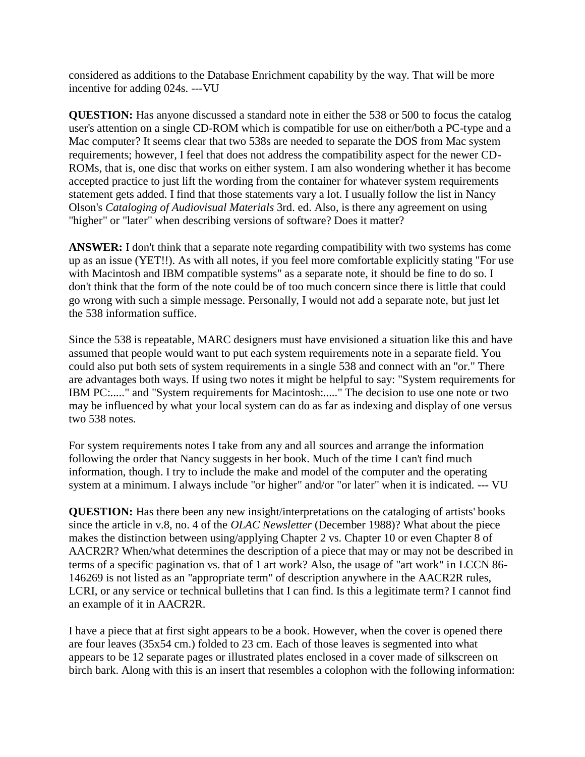considered as additions to the Database Enrichment capability by the way. That will be more incentive for adding 024s. ---VU

**QUESTION:** Has anyone discussed a standard note in either the 538 or 500 to focus the catalog user's attention on a single CD-ROM which is compatible for use on either/both a PC-type and a Mac computer? It seems clear that two 538s are needed to separate the DOS from Mac system requirements; however, I feel that does not address the compatibility aspect for the newer CD-ROMs, that is, one disc that works on either system. I am also wondering whether it has become accepted practice to just lift the wording from the container for whatever system requirements statement gets added. I find that those statements vary a lot. I usually follow the list in Nancy Olson's *Cataloging of Audiovisual Materials* 3rd. ed. Also, is there any agreement on using "higher" or "later" when describing versions of software? Does it matter?

**ANSWER:** I don't think that a separate note regarding compatibility with two systems has come up as an issue (YET!!). As with all notes, if you feel more comfortable explicitly stating "For use with Macintosh and IBM compatible systems" as a separate note, it should be fine to do so. I don't think that the form of the note could be of too much concern since there is little that could go wrong with such a simple message. Personally, I would not add a separate note, but just let the 538 information suffice.

Since the 538 is repeatable, MARC designers must have envisioned a situation like this and have assumed that people would want to put each system requirements note in a separate field. You could also put both sets of system requirements in a single 538 and connect with an "or." There are advantages both ways. If using two notes it might be helpful to say: "System requirements for IBM PC:....." and "System requirements for Macintosh:....." The decision to use one note or two may be influenced by what your local system can do as far as indexing and display of one versus two 538 notes.

For system requirements notes I take from any and all sources and arrange the information following the order that Nancy suggests in her book. Much of the time I can't find much information, though. I try to include the make and model of the computer and the operating system at a minimum. I always include "or higher" and/or "or later" when it is indicated. --- VU

**QUESTION:** Has there been any new insight/interpretations on the cataloging of artists' books since the article in v.8, no. 4 of the *OLAC Newsletter* (December 1988)? What about the piece makes the distinction between using/applying Chapter 2 vs. Chapter 10 or even Chapter 8 of AACR2R? When/what determines the description of a piece that may or may not be described in terms of a specific pagination vs. that of 1 art work? Also, the usage of "art work" in LCCN 86-146269 is not listed as an "appropriate term" of description anywhere in the AACR2R rules, LCRI, or any service or technical bulletins that I can find. Is this a legitimate term? I cannot find an example of it in AACR2R.

I have a piece that at first sight appears to be a book. However, when the cover is opened there are four leaves (35x54 cm.) folded to 23 cm. Each of those leaves is segmented into what appears to be 12 separate pages or illustrated plates enclosed in a cover made of silkscreen on birch bark. Along with this is an insert that resembles a colophon with the following information: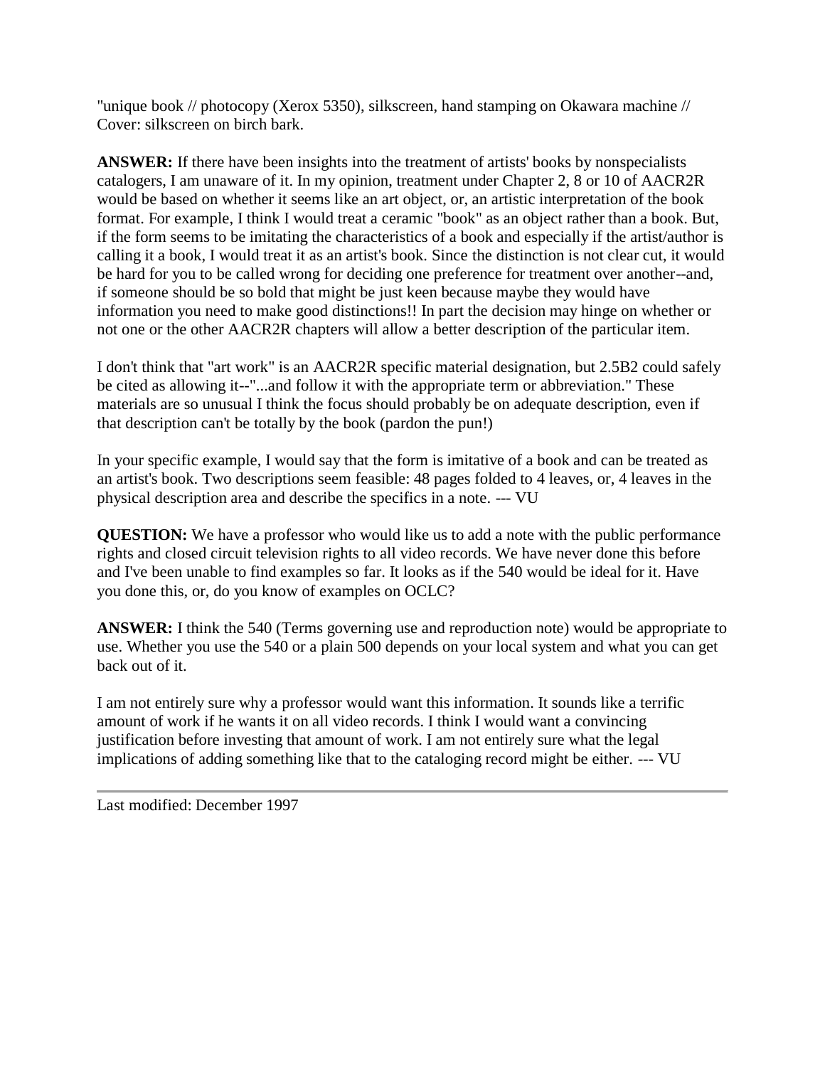"unique book // photocopy (Xerox 5350), silkscreen, hand stamping on Okawara machine // Cover: silkscreen on birch bark.

**ANSWER:** If there have been insights into the treatment of artists' books by nonspecialists catalogers, I am unaware of it. In my opinion, treatment under Chapter 2, 8 or 10 of AACR2R would be based on whether it seems like an art object, or, an artistic interpretation of the book format. For example, I think I would treat a ceramic "book" as an object rather than a book. But, if the form seems to be imitating the characteristics of a book and especially if the artist/author is calling it a book, I would treat it as an artist's book. Since the distinction is not clear cut, it would be hard for you to be called wrong for deciding one preference for treatment over another--and, if someone should be so bold that might be just keen because maybe they would have information you need to make good distinctions!! In part the decision may hinge on whether or not one or the other AACR2R chapters will allow a better description of the particular item.

I don't think that "art work" is an AACR2R specific material designation, but 2.5B2 could safely be cited as allowing it--"...and follow it with the appropriate term or abbreviation." These materials are so unusual I think the focus should probably be on adequate description, even if that description can't be totally by the book (pardon the pun!)

In your specific example, I would say that the form is imitative of a book and can be treated as an artist's book. Two descriptions seem feasible: 48 pages folded to 4 leaves, or, 4 leaves in the physical description area and describe the specifics in a note. --- VU

**QUESTION:** We have a professor who would like us to add a note with the public performance rights and closed circuit television rights to all video records. We have never done this before and I've been unable to find examples so far. It looks as if the 540 would be ideal for it. Have you done this, or, do you know of examples on OCLC?

**ANSWER:** I think the 540 (Terms governing use and reproduction note) would be appropriate to use. Whether you use the 540 or a plain 500 depends on your local system and what you can get back out of it.

I am not entirely sure why a professor would want this information. It sounds like a terrific amount of work if he wants it on all video records. I think I would want a convincing justification before investing that amount of work. I am not entirely sure what the legal implications of adding something like that to the cataloging record might be either. --- VU

---

Last modified: December 1997